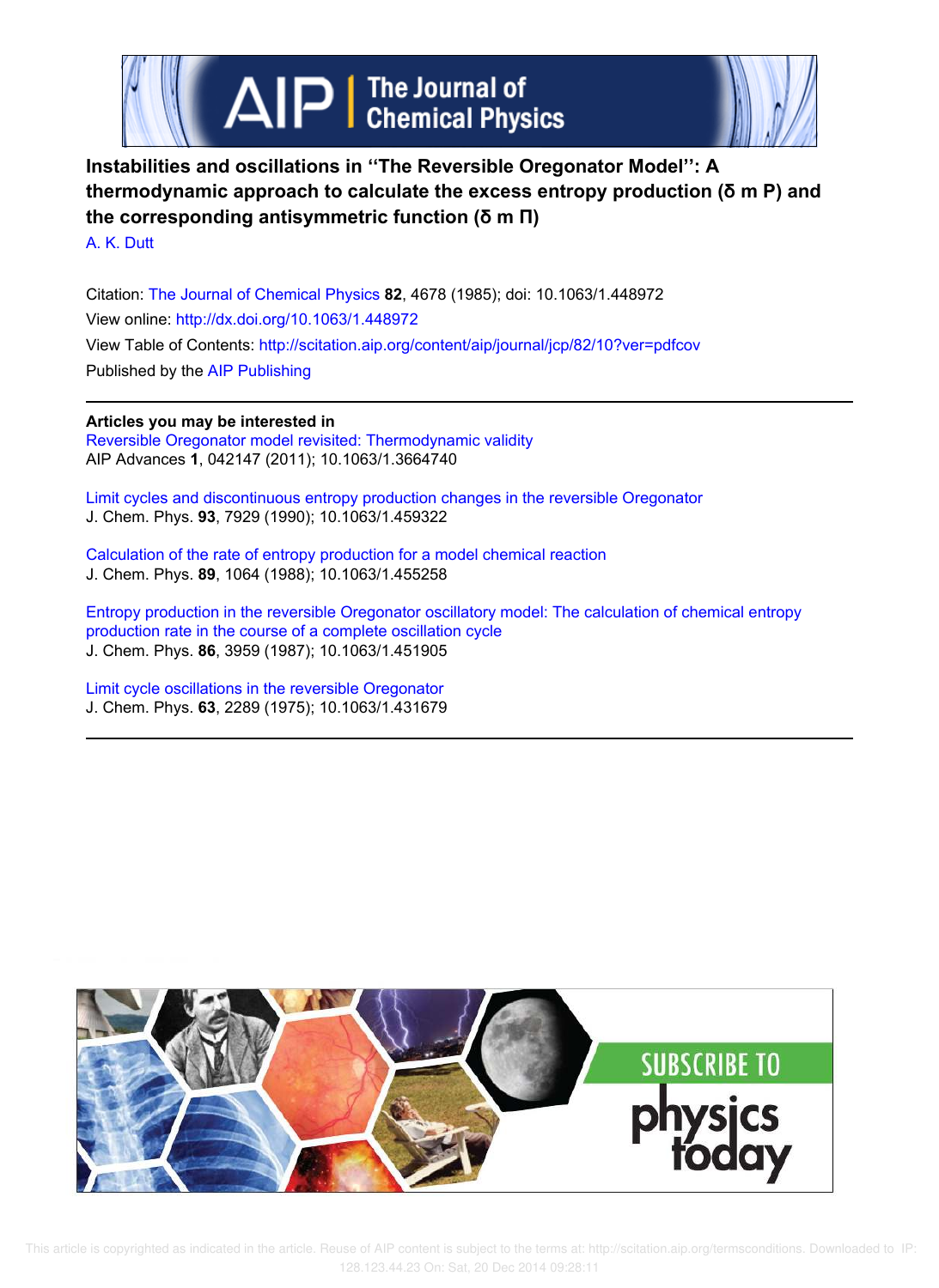# Instabilities and oscillations in "The Reversible Oregonator Model": A thermodynamic approach to calculate the excess entropy production (δ m P) and the corresponding antisymmetric function (δ m Π)

A. K. Dutt

Citation: The Journal of Chemical Physics **82**, 4678 (1985); doi: 10.1063/1.448972

View online: http://dx.doi.org/10.1063/1.448972

View Table of Contents: http://scitation.aip.org/content/aip/journal/jcp/82/10?ver=pdfcov

Published by the AIP Publishing

---

**Articles you may be interested in**

Reversible Oregonator model revisited: Thermodynamic validity
AIP Advances **1**, 042147 (2011); 10.1063/1.3664740

Limit cycles and discontinuous entropy production changes in the reversible Oregonator
J. Chem. Phys. **93**, 7929 (1990); 10.1063/1.459322

Calculation of the rate of entropy production for a model chemical reaction
J. Chem. Phys. **89**, 1064 (1988); 10.1063/1.455258

Entropy production in the reversible Oregonator oscillatory model: The calculation of chemical entropy production rate in the course of a complete oscillation cycle
J. Chem. Phys. **86**, 3959 (1987); 10.1063/1.451905

Limit cycle oscillations in the reversible Oregonator
J. Chem. Phys. **63**, 2289 (1975); 10.1063/1.431679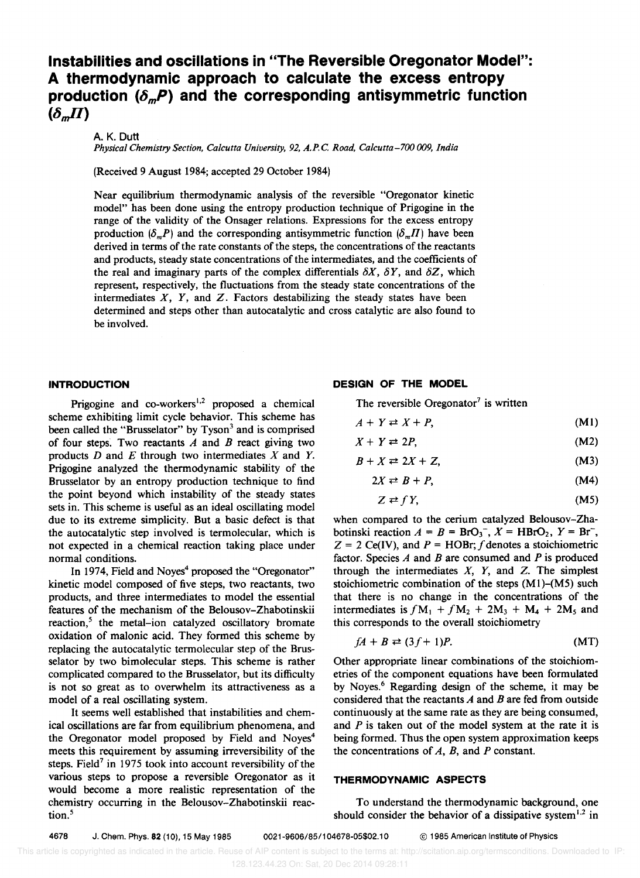# Instabilities and oscillations in "The Reversible Oregonator Model": A thermodynamic approach to calculate the excess entropy production ($\delta_m P$) and the corresponding antisymmetric function ($\delta_m \Pi$)

A. K. Dutt

*Physical Chemistry Section, Calcutta University, 92, A.P.C. Road, Calcutta–700 009, India*

(Received 9 August 1984; accepted 29 October 1984)

Near equilibrium thermodynamic analysis of the reversible "Oregonator kinetic model" has been done using the entropy production technique of Prigogine in the range of the validity of the Onsager relations. Expressions for the excess entropy production ($\delta_m P$) and the corresponding antisymmetric function ($\delta_m \Pi$) have been derived in terms of the rate constants of the steps, the concentrations of the reactants and products, steady state concentrations of the intermediates, and the coefficients of the real and imaginary parts of the complex differentials $\delta X$, $\delta Y$, and $\delta Z$, which represent, respectively, the fluctuations from the steady state concentrations of the intermediates $X$, $Y$, and $Z$. Factors destabilizing the steady states have been determined and steps other than autocatalytic and cross catalytic are also found to be involved.

## INTRODUCTION

Prigogine and co-workers[1,2] proposed a chemical scheme exhibiting limit cycle behavior. This scheme has been called the "Brusselator" by Tyson[3] and is comprised of four steps. Two reactants $A$ and $B$ react giving two products $D$ and $E$ through two intermediates $X$ and $Y$. Prigogine analyzed the thermodynamic stability of the Brusselator by an entropy production technique to find the point beyond which instability of the steady states sets in. This scheme is useful as an ideal oscillating model due to its extreme simplicity. But a basic defect is that the autocatalytic step involved is termolecular, which is not expected in a chemical reaction taking place under normal conditions.

In 1974, Field and Noyes[4] proposed the "Oregonator" kinetic model composed of five steps, two reactants, two products, and three intermediates to model the essential features of the mechanism of the Belousov–Zhabotinskii reaction,[5] the metal–ion catalyzed oscillatory bromate oxidation of malonic acid. They formed this scheme by replacing the autocatalytic termolecular step of the Brusselator by two bimolecular steps. This scheme is rather complicated compared to the Brusselator, but its difficulty is not so great as to overwhelm its attractiveness as a model of a real oscillating system.

It seems well established that instabilities and chemical oscillations are far from equilibrium phenomena, and the Oregonator model proposed by Field and Noyes[4] meets this requirement by assuming irreversibility of the steps. Field[7] in 1975 took into account reversibility of the various steps to propose a reversible Oregonator as it would become a more realistic representation of the chemistry occurring in the Belousov–Zhabotinskii reaction.[5]

## DESIGN OF THE MODEL

The reversible Oregonator[7] is written

$$A + Y \rightleftarrows X + P, \tag{M1}$$

$$X + Y \rightleftarrows 2P, \tag{M2}$$

$$B + X \rightleftarrows 2X + Z, \tag{M3}$$

$$2X \rightleftarrows B + P, \tag{M4}$$

$$Z \rightleftarrows fY, \tag{M5}$$

when compared to the cerium catalyzed Belousov–Zhabotinski reaction $A = B = BrO_3^-$, $X = HBrO_2$, $Y = Br^-$, $Z = 2$ Ce(IV), and $P =$ HOBr; $f$ denotes a stoichiometric factor. Species $A$ and $B$ are consumed and $P$ is produced through the intermediates $X$, $Y$, and $Z$. The simplest stoichiometric combination of the steps (M1)–(M5) such that there is no change in the concentrations of the intermediates is $f\text{M}_1 + f\text{M}_2 + 2\text{M}_3 + \text{M}_4 + 2\text{M}_5$ and this corresponds to the overall stoichiometry

$$fA + B \rightleftarrows (3f + 1)P. \tag{MT}$$

Other appropriate linear combinations of the stoichiometries of the component equations have been formulated by Noyes.[6] Regarding design of the scheme, it may be considered that the reactants $A$ and $B$ are fed from outside continuously at the same rate as they are being consumed, and $P$ is taken out of the model system at the rate it is being formed. Thus the open system approximation keeps the concentrations of $A$, $B$, and $P$ constant.

## THERMODYNAMIC ASPECTS

To understand the thermodynamic background, one should consider the behavior of a dissipative system[1,2] in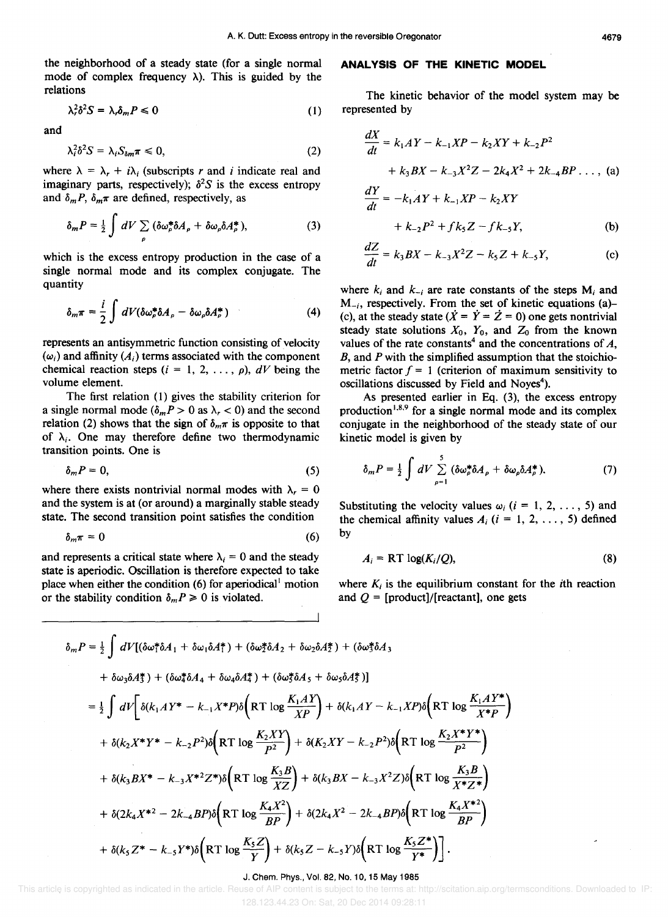the neighborhood of a steady state (for a single normal mode of complex frequency $\lambda$). This is guided by the relations

$$\lambda_r^2 \delta^2 S = \lambda_r \delta_m P \leqslant 0 \tag{1}$$

and

$$\lambda_i^2 \delta^2 S = \lambda_i S_{\delta m} \pi \leqslant 0, \tag{2}$$

where $\lambda = \lambda_r + i\lambda_i$ (subscripts $r$ and $i$ indicate real and imaginary parts, respectively); $\delta^2 S$ is the excess entropy and $\delta_m P$, $\delta_m \pi$ are defined, respectively, as

$$\delta_m P = \frac{1}{2} \int dV \sum_{\rho} (\delta\omega_\rho^* \delta A_\rho + \delta\omega_\rho \delta A_\rho^*), \tag{3}$$

which is the excess entropy production in the case of a single normal mode and its complex conjugate. The quantity

$$\delta_m \pi = \frac{i}{2} \int dV (\delta\omega_\rho^* \delta A_\rho - \delta\omega_\rho \delta A_\rho^*) \tag{4}$$

represents an antisymmetric function consisting of velocity ($\omega_i$) and affinity ($A_i$) terms associated with the component chemical reaction steps ($i = 1, 2, \ldots, \rho$), $dV$ being the volume element.

The first relation (1) gives the stability criterion for a single normal mode ($\delta_m P > 0$ as $\lambda_r < 0$) and the second relation (2) shows that the sign of $\delta_m \pi$ is opposite to that of $\lambda_i$. One may therefore define two thermodynamic transition points. One is

$$\delta_m P = 0, \tag{5}$$

where there exists nontrivial normal modes with $\lambda_r = 0$ and the system is at (or around) a marginally stable steady state. The second transition point satisfies the condition

$$\delta_m \pi = 0 \tag{6}$$

and represents a critical state where $\lambda_i = 0$ and the steady state is aperiodic. Oscillation is therefore expected to take place when either the condition (6) for aperiodical[1] motion or the stability condition $\delta_m P \geqslant 0$ is violated.

## ANALYSIS OF THE KINETIC MODEL

The kinetic behavior of the model system may be represented by

$$\frac{dX}{dt} = k_1 AY - k_{-1} XP - k_2 XY + k_{-2} P^2 + k_3 BX - k_{-3} X^2 Z - 2k_4 X^2 + 2k_{-4} BP \ldots, \tag{a}$$

$$\frac{dY}{dt} = -k_1 AY + k_{-1} XP - k_2 XY + k_{-2} P^2 + f k_5 Z - f k_{-5} Y, \tag{b}$$

$$\frac{dZ}{dt} = k_3 BX - k_{-3} X^2 Z - k_5 Z + k_{-5} Y, \tag{c}$$

where $k_i$ and $k_{-i}$ are rate constants of the steps $M_i$ and $M_{-i}$, respectively. From the set of kinetic equations (a)–(c), at the steady state ($\dot{X} = \dot{Y} = \dot{Z} = 0$) one gets nontrivial steady state solutions $X_0$, $Y_0$, and $Z_0$ from the known values of the rate constants[4] and the concentrations of $A$, $B$, and $P$ with the simplified assumption that the stoichiometric factor $f = 1$ (criterion of maximum sensitivity to oscillations discussed by Field and Noyes[4]).

As presented earlier in Eq. (3), the excess entropy production[1,8,9] for a single normal mode and its complex conjugate in the neighborhood of the steady state of our kinetic model is given by

$$\delta_m P = \frac{1}{2} \int dV \sum_{\rho=1}^{5} (\delta\omega_\rho^* \delta A_\rho + \delta\omega_\rho \delta A_\rho^*). \tag{7}$$

Substituting the velocity values $\omega_i$ ($i = 1, 2, \ldots, 5$) and the chemical affinity values $A_i$ ($i = 1, 2, \ldots, 5$) defined by

$$A_i = \mathrm{RT} \log(K_i/Q), \tag{8}$$

where $K_i$ is the equilibrium constant for the $i$th reaction and $Q$ = [product]/[reactant], one gets

$$\begin{aligned}
\delta_m P &= \frac{1}{2} \int dV [(\delta\omega_1^* \delta A_1 + \delta\omega_1 \delta A_1^*) + (\delta\omega_2^* \delta A_2 + \delta\omega_2 \delta A_2^*) + (\delta\omega_3^* \delta A_3 \\
&\quad + \delta\omega_3 \delta A_3^*) + (\delta\omega_4^* \delta A_4 + \delta\omega_4 \delta A_4^*) + (\delta\omega_5^* \delta A_5 + \delta\omega_5 \delta A_5^*)] \\
&= \frac{1}{2} \int dV \Bigg[ \delta(k_1 AY^* - k_{-1} X^* P) \delta\left(\mathrm{RT} \log \frac{K_1 AY}{XP}\right) + \delta(k_1 AY - k_{-1} XP) \delta\left(\mathrm{RT} \log \frac{K_1 AY^*}{X^* P}\right) \\
&\quad + \delta(k_2 X^* Y^* - k_{-2} P^2) \delta\left(\mathrm{RT} \log \frac{K_2 XY}{P^2}\right) + \delta(K_2 XY - k_{-2} P^2) \delta\left(\mathrm{RT} \log \frac{K_2 X^* Y^*}{P^2}\right) \\
&\quad + \delta(k_3 BX^* - k_{-3} X^{*2} Z^*) \delta\left(\mathrm{RT} \log \frac{K_3 B}{XZ}\right) + \delta(k_3 BX - k_{-3} X^2 Z) \delta\left(\mathrm{RT} \log \frac{K_3 B}{X^* Z^*}\right) \\
&\quad + \delta(2k_4 X^{*2} - 2k_{-4} BP) \delta\left(\mathrm{RT} \log \frac{K_4 X^2}{BP}\right) + \delta(2k_4 X^2 - 2k_{-4} BP) \delta\left(\mathrm{RT} \log \frac{K_4 X^{*2}}{BP}\right) \\
&\quad + \delta(k_5 Z^* - k_{-5} Y^*) \delta\left(\mathrm{RT} \log \frac{K_5 Z}{Y}\right) + \delta(k_5 Z - k_{-5} Y) \delta\left(\mathrm{RT} \log \frac{K_5 Z^*}{Y^*}\right) \Bigg].
\end{aligned}$$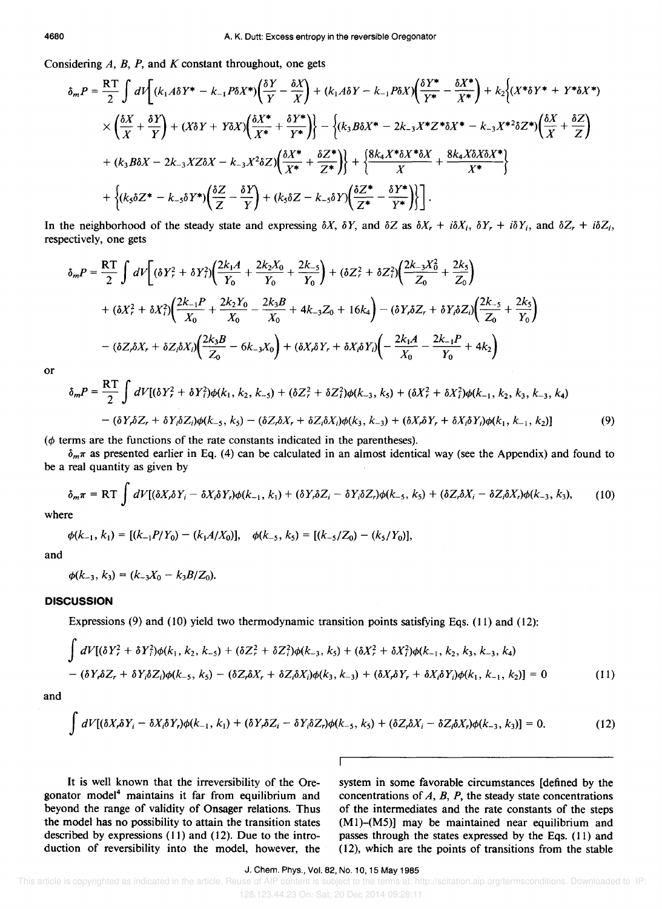Considering $A$, $B$, $P$, and $K$ constant throughout, one gets

$$
\begin{aligned}
\delta_m P = \frac{RT}{2} \int dV \Bigg[ & (k_1 A \delta Y^* - k_{-1} P \delta X^*)\left(\frac{\delta Y}{Y} - \frac{\delta X}{X}\right) + (k_1 A \delta Y - k_{-1} P \delta X)\left(\frac{\delta Y^*}{Y^*} - \frac{\delta X^*}{X^*}\right) + k_2 \Big\{ (X^* \delta Y^* + Y^* \delta X^*) \\
& \times \left(\frac{\delta X}{X} + \frac{\delta Y}{Y}\right) + (X \delta Y + Y \delta X)\left(\frac{\delta X^*}{X^*} + \frac{\delta Y^*}{Y^*}\right)\Big\} - \Big\{ (k_3 B \delta X^* - 2k_{-3} X^* Z^* \delta X^* - k_{-3} X^{*2} \delta Z^*)\left(\frac{\delta X}{X} + \frac{\delta Z}{Z}\right) \\
& + (k_3 B \delta X - 2k_{-3} X Z \delta X - k_{-3} X^2 \delta Z)\left(\frac{\delta X^*}{X^*} + \frac{\delta Z^*}{Z^*}\right)\Big\} + \left\{ \frac{8k_4 X^* \delta X^* \delta X}{X} + \frac{8k_4 X \delta X \delta X^*}{X^*} \right\} \\
& + \left\{ (k_5 \delta Z^* - k_{-5} \delta Y^*)\left(\frac{\delta Z}{Z} - \frac{\delta Y}{Y}\right) + (k_5 \delta Z - k_{-5} \delta Y)\left(\frac{\delta Z^*}{Z^*} - \frac{\delta Y^*}{Y^*}\right)\right\}\Bigg].
\end{aligned}
$$

In the neighborhood of the steady state and expressing $\delta X$, $\delta Y$, and $\delta Z$ as $\delta X_r + i\delta X_i$, $\delta Y_r + i\delta Y_i$, and $\delta Z_r + i\delta Z_i$, respectively, one gets

$$
\begin{aligned}
\delta_m P = \frac{RT}{2} \int dV \Bigg[ & (\delta Y_r^2 + \delta Y_i^2)\left(\frac{2k_1 A}{Y_0} + \frac{2k_2 X_0}{Y_0} + \frac{2k_{-5}}{Y_0}\right) + (\delta Z_r^2 + \delta Z_i^2)\left(\frac{2k_{-3} X_0^2}{Z_0} + \frac{2k_5}{Z_0}\right) \\
& + (\delta X_r^2 + \delta X_i^2)\left(\frac{2k_{-1} P}{X_0} + \frac{2k_2 Y_0}{X_0} - \frac{2k_3 B}{X_0} + 4k_{-3} Z_0 + 16 k_4\right) - (\delta Y_r \delta Z_r + \delta Y_i \delta Z_i)\left(\frac{2k_{-5}}{Z_0} + \frac{2k_5}{Y_0}\right) \\
& - (\delta Z_r \delta X_r + \delta Z_i \delta X_i)\left(\frac{2k_3 B}{Z_0} - 6k_{-3} X_0\right) + (\delta X_r \delta Y_r + \delta X_i \delta Y_i)\left(-\frac{2k_1 A}{X_0} - \frac{2k_{-1} P}{Y_0} + 4k_2\right)
\end{aligned}
$$

or

$$
\begin{aligned}
\delta_m P = \frac{RT}{2} \int dV [ & (\delta Y_r^2 + \delta Y_i^2)\phi(k_1, k_2, k_{-5}) + (\delta Z_r^2 + \delta Z_i^2)\phi(k_{-3}, k_5) + (\delta X_r^2 + \delta X_i^2)\phi(k_{-1}, k_2, k_3, k_{-3}, k_4) \\
& - (\delta Y_r \delta Z_r + \delta Y_i \delta Z_i)\phi(k_{-5}, k_5) - (\delta Z_r \delta X_r + \delta Z_i \delta X_i)\phi(k_3, k_{-3}) + (\delta X_r \delta Y_r + \delta X_i \delta Y_i)\phi(k_1, k_{-1}, k_2)]
\end{aligned} \tag{9}
$$

($\phi$ terms are the functions of the rate constants indicated in the parentheses).

$\delta_m \pi$ as presented earlier in Eq. (4) can be calculated in an almost identical way (see the Appendix) and found to be a real quantity as given by

$$
\delta_m \pi = RT \int dV [(\delta X_r \delta Y_i - \delta X_i \delta Y_r)\phi(k_{-1}, k_1) + (\delta Y_r \delta Z_i - \delta Y_i \delta Z_r)\phi(k_{-5}, k_5) + (\delta Z_r \delta X_i - \delta Z_i \delta X_r)\phi(k_{-3}, k_3), \tag{10}
$$

where

$$
\phi(k_{-1}, k_1) = [(k_{-1}P/Y_0) - (k_1 A/X_0)], \quad \phi(k_{-5}, k_5) = [(k_{-5}/Z_0) - (k_5/Y_0)],
$$

and

$$
\phi(k_{-3}, k_3) = (k_{-3} X_0 - k_3 B/Z_0).
$$

## DISCUSSION

Expressions (9) and (10) yield two thermodynamic transition points satisfying Eqs. (11) and (12):

$$
\begin{aligned}
\int dV [ & (\delta Y_r^2 + \delta Y_i^2)\phi(k_1, k_2, k_{-5}) + (\delta Z_r^2 + \delta Z_i^2)\phi(k_{-3}, k_5) + (\delta X_r^2 + \delta X_i^2)\phi(k_{-1}, k_2, k_3, k_{-3}, k_4) \\
& - (\delta Y_r \delta Z_r + \delta Y_i \delta Z_i)\phi(k_{-5}, k_5) - (\delta Z_r \delta X_r + \delta Z_i \delta X_i)\phi(k_3, k_{-3}) + (\delta X_r \delta Y_r + \delta X_i \delta Y_i)\phi(k_1, k_{-1}, k_2)] = 0
\end{aligned} \tag{11}
$$

and

$$
\int dV [(\delta X_r \delta Y_i - \delta X_i \delta Y_r)\phi(k_{-1}, k_1) + (\delta Y_r \delta Z_i - \delta Y_i \delta Z_r)\phi(k_{-5}, k_5) + (\delta Z_r \delta X_i - \delta Z_i \delta X_r)\phi(k_{-3}, k_3)] = 0. \tag{12}
$$

It is well known that the irreversibility of the Oregonator model[4] maintains it far from equilibrium and beyond the range of validity of Onsager relations. Thus the model has no possibility to attain the transition states described by expressions (11) and (12). Due to the introduction of reversibility into the model, however, the system in some favorable circumstances [defined by the concentrations of $A$, $B$, $P$, the steady state concentrations of the intermediates and the rate constants of the steps (M1)–(M5)] may be maintained near equilibrium and passes through the states expressed by the Eqs. (11) and (12), which are the points of transitions from the stable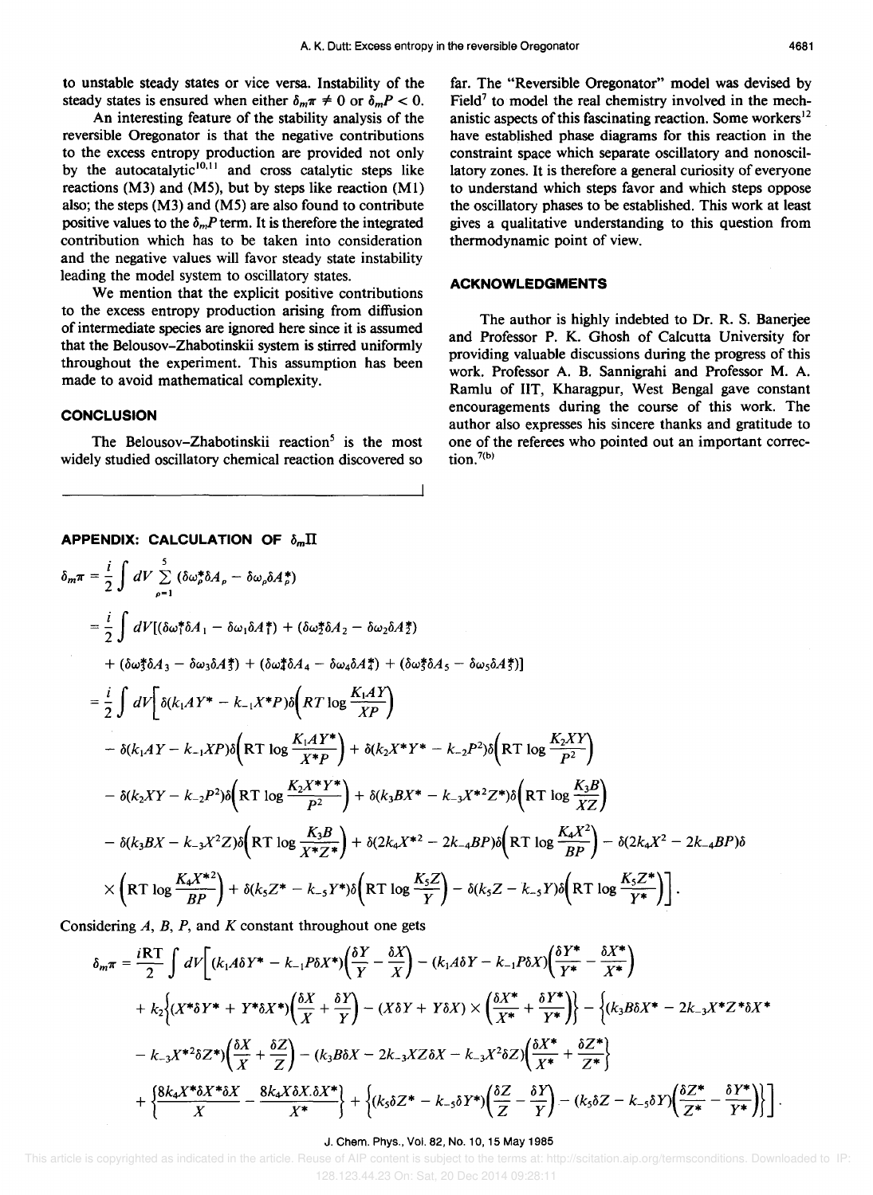to unstable steady states or vice versa. Instability of the steady states is ensured when either $\delta_m \pi \neq 0$ or $\delta_m P < 0$.

An interesting feature of the stability analysis of the reversible Oregonator is that the negative contributions to the excess entropy production are provided not only by the autocatalytic[10,11] and cross catalytic steps like reactions (M3) and (M5), but by steps like reaction (M1) also; the steps (M3) and (M5) are also found to contribute positive values to the $\delta_m P$ term. It is therefore the integrated contribution which has to be taken into consideration and the negative values will favor steady state instability leading the model system to oscillatory states.

We mention that the explicit positive contributions to the excess entropy production arising from diffusion of intermediate species are ignored here since it is assumed that the Belousov–Zhabotinskii system is stirred uniformly throughout the experiment. This assumption has been made to avoid mathematical complexity.

## CONCLUSION

The Belousov–Zhabotinskii reaction[5] is the most widely studied oscillatory chemical reaction discovered so far. The "Reversible Oregonator" model was devised by Field[7] to model the real chemistry involved in the mechanistic aspects of this fascinating reaction. Some workers[12] have established phase diagrams for this reaction in the constraint space which separate oscillatory and nonoscillatory zones. It is therefore a general curiosity of everyone to understand which steps favor and which steps oppose the oscillatory phases to be established. This work at least gives a qualitative understanding to this question from thermodynamic point of view.

## ACKNOWLEDGMENTS

The author is highly indebted to Dr. R. S. Banerjee and Professor P. K. Ghosh of Calcutta University for providing valuable discussions during the progress of this work. Professor A. B. Sannigrahi and Professor M. A. Ramlu of IIT, Kharagpur, West Bengal gave constant encouragements during the course of this work. The author also expresses his sincere thanks and gratitude to one of the referees who pointed out an important correction.[7(b)]

## APPENDIX: CALCULATION OF $\delta_m \Pi$

$$
\begin{aligned}
\delta_m \pi &= \frac{i}{2} \int dV \sum_{\rho=1}^{5} (\delta\omega_\rho^* \delta A_\rho - \delta\omega_\rho \delta A_\rho^*) \\
&= \frac{i}{2} \int dV [(\delta\omega_1^* \delta A_1 - \delta\omega_1 \delta A_1^*) + (\delta\omega_2^* \delta A_2 - \delta\omega_2 \delta A_2^*) \\
&\quad + (\delta\omega_3^* \delta A_3 - \delta\omega_3 \delta A_3^*) + (\delta\omega_4^* \delta A_4 - \delta\omega_4 \delta A_4^*) + (\delta\omega_5^* \delta A_5 - \delta\omega_5 \delta A_5^*)] \\
&= \frac{i}{2} \int dV \Big[ \delta(k_1 A Y^* - k_{-1} X^* P) \delta\Big(RT \log \frac{K_1 A Y}{XP}\Big) \\
&\quad - \delta(k_1 A Y - k_{-1} X P) \delta\Big(\mathrm{RT} \log \frac{K_1 A Y^*}{X^* P}\Big) + \delta(k_2 X^* Y^* - k_{-2} P^2) \delta\Big(\mathrm{RT} \log \frac{K_2 X Y}{P^2}\Big) \\
&\quad - \delta(k_2 X Y - k_{-2} P^2) \delta\Big(\mathrm{RT} \log \frac{K_2 X^* Y^*}{P^2}\Big) + \delta(k_3 B X^* - k_{-3} X^{*2} Z^*) \delta\Big(\mathrm{RT} \log \frac{K_3 B}{XZ}\Big) \\
&\quad - \delta(k_3 B X - k_{-3} X^2 Z) \delta\Big(\mathrm{RT} \log \frac{K_3 B}{X^* Z^*}\Big) + \delta(2k_4 X^{*2} - 2k_{-4} BP) \delta\Big(\mathrm{RT} \log \frac{K_4 X^2}{BP}\Big) - \delta(2k_4 X^2 - 2k_{-4} BP) \delta \\
&\quad \times \Big(\mathrm{RT} \log \frac{K_4 X^{*2}}{BP}\Big) + \delta(k_5 Z^* - k_{-5} Y^*) \delta\Big(\mathrm{RT} \log \frac{K_5 Z}{Y}\Big) - \delta(k_5 Z - k_{-5} Y) \delta\Big(\mathrm{RT} \log \frac{K_5 Z^*}{Y^*}\Big) \Big].
\end{aligned}
$$

Considering $A$, $B$, $P$, and $K$ constant throughout one gets

$$
\begin{aligned}
\delta_m \pi &= \frac{i\mathrm{RT}}{2} \int dV \Big[ (k_1 A \delta Y^* - k_{-1} P \delta X^*) \Big(\frac{\delta Y}{Y} - \frac{\delta X}{X}\Big) - (k_1 A \delta Y - k_{-1} P \delta X) \Big(\frac{\delta Y^*}{Y^*} - \frac{\delta X^*}{X^*}\Big) \\
&\quad + k_2 \Big\{ (X^* \delta Y^* + Y^* \delta X^*) \Big(\frac{\delta X}{X} + \frac{\delta Y}{Y}\Big) - (X \delta Y + Y \delta X) \times \Big(\frac{\delta X^*}{X^*} + \frac{\delta Y^*}{Y^*}\Big) \Big\} - \Big\{ (k_3 B \delta X^* - 2k_{-3} X^* Z^* \delta X^* \\
&\quad - k_{-3} X^{*2} \delta Z^*) \Big(\frac{\delta X}{X} + \frac{\delta Z}{Z}\Big) - (k_3 B \delta X - 2k_{-3} X Z \delta X - k_{-3} X^2 \delta Z) \Big(\frac{\delta X^*}{X^*} + \frac{\delta Z^*}{Z^*}\Big\} \\
&\quad + \Big\{ \frac{8k_4 X^* \delta X^* \delta X}{X} - \frac{8k_4 X \delta X . \delta X^*}{X^*} \Big\} + \Big\{ (k_5 \delta Z^* - k_{-5} \delta Y^*) \Big(\frac{\delta Z}{Z} - \frac{\delta Y}{Y}\Big) - (k_5 \delta Z - k_{-5} \delta Y) \Big(\frac{\delta Z^*}{Z^*} - \frac{\delta Y^*}{Y^*}\Big) \Big\} \Big].
\end{aligned}
$$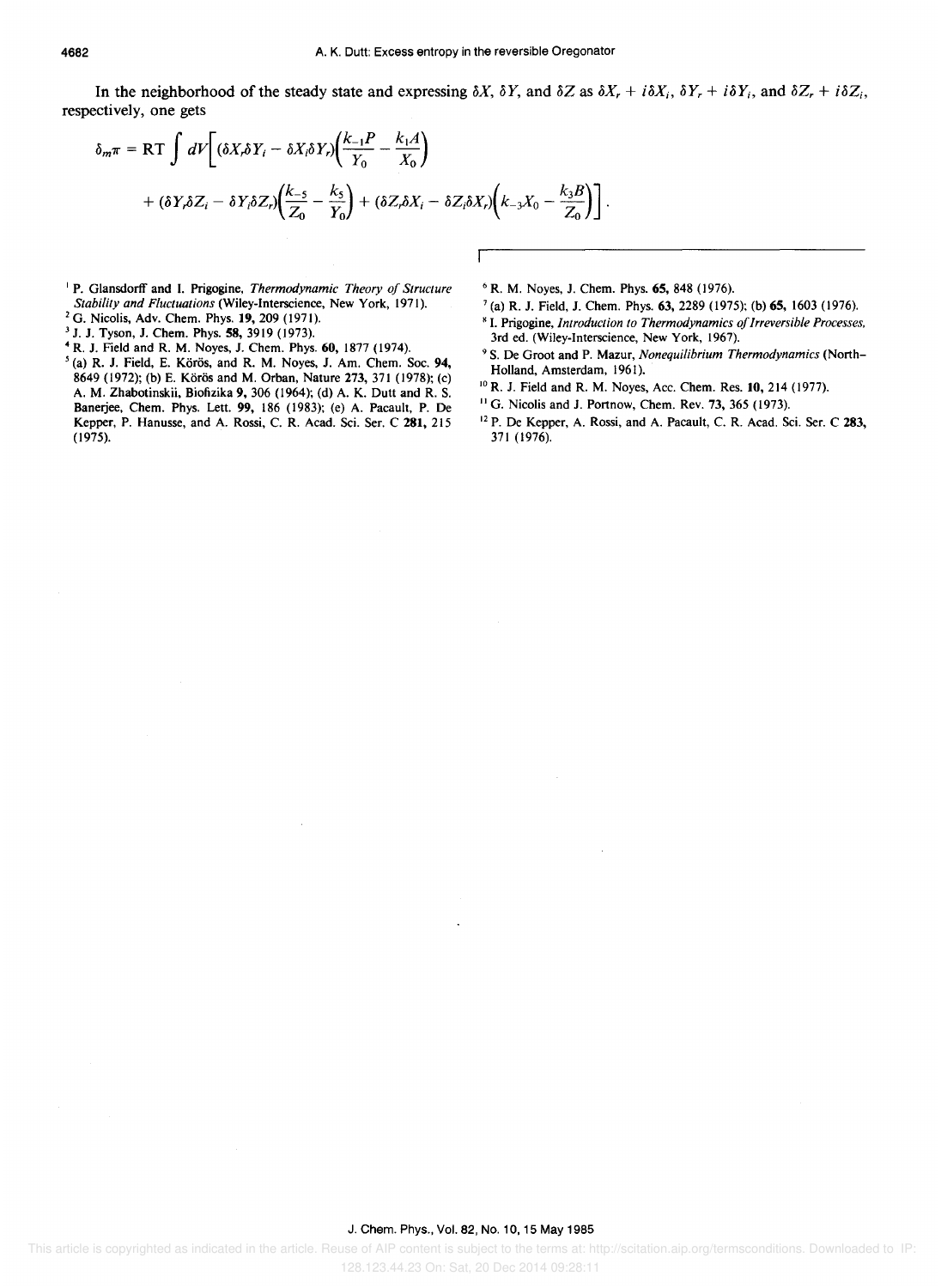In the neighborhood of the steady state and expressing $\delta X$, $\delta Y$, and $\delta Z$ as $\delta X_r + i\delta X_i$, $\delta Y_r + i\delta Y_i$, and $\delta Z_r + i\delta Z_i$, respectively, one gets

$$\delta_m \pi = \mathrm{RT} \int dV \bigg[ (\delta X_r \delta Y_i - \delta X_i \delta Y_r) \left( \frac{k_{-1}P}{Y_0} - \frac{k_1 A}{X_0} \right) + (\delta Y_r \delta Z_i - \delta Y_i \delta Z_r) \left( \frac{k_{-5}}{Z_0} - \frac{k_5}{Y_0} \right) + (\delta Z_r \delta X_i - \delta Z_i \delta X_r) \left( k_{-3} X_0 - \frac{k_3 B}{Z_0} \right) \bigg] .$$

[1] P. Glansdorff and I. Prigogine, *Thermodynamic Theory of Structure Stability and Fluctuations* (Wiley-Interscience, New York, 1971).

[2] G. Nicolis, Adv. Chem. Phys. **19**, 209 (1971).

[3] J. J. Tyson, J. Chem. Phys. **58**, 3919 (1973).

[4] R. J. Field and R. M. Noyes, J. Chem. Phys. **60**, 1877 (1974).

[5] (a) R. J. Field, E. Körös, and R. M. Noyes, J. Am. Chem. Soc. **94**, 8649 (1972); (b) E. Körös and M. Orban, Nature **273**, 371 (1978); (c) A. M. Zhabotinskii, Biofizika **9**, 306 (1964); (d) A. K. Dutt and R. S. Banerjee, Chem. Phys. Lett. **99**, 186 (1983); (e) A. Pacault, P. De Kepper, P. Hanusse, and A. Rossi, C. R. Acad. Sci. Ser. C **281**, 215 (1975).

[6] R. M. Noyes, J. Chem. Phys. **65**, 848 (1976).

[7] (a) R. J. Field, J. Chem. Phys. **63**, 2289 (1975); (b) **65**, 1603 (1976).

[8] I. Prigogine, *Introduction to Thermodynamics of Irreversible Processes*, 3rd ed. (Wiley-Interscience, New York, 1967).

[9] S. De Groot and P. Mazur, *Nonequilibrium Thermodynamics* (North-Holland, Amsterdam, 1961).

[10] R. J. Field and R. M. Noyes, Acc. Chem. Res. **10**, 214 (1977).

[11] G. Nicolis and J. Portnow, Chem. Rev. **73**, 365 (1973).

[12] P. De Kepper, A. Rossi, and A. Pacault, C. R. Acad. Sci. Ser. C **283**, 371 (1976).